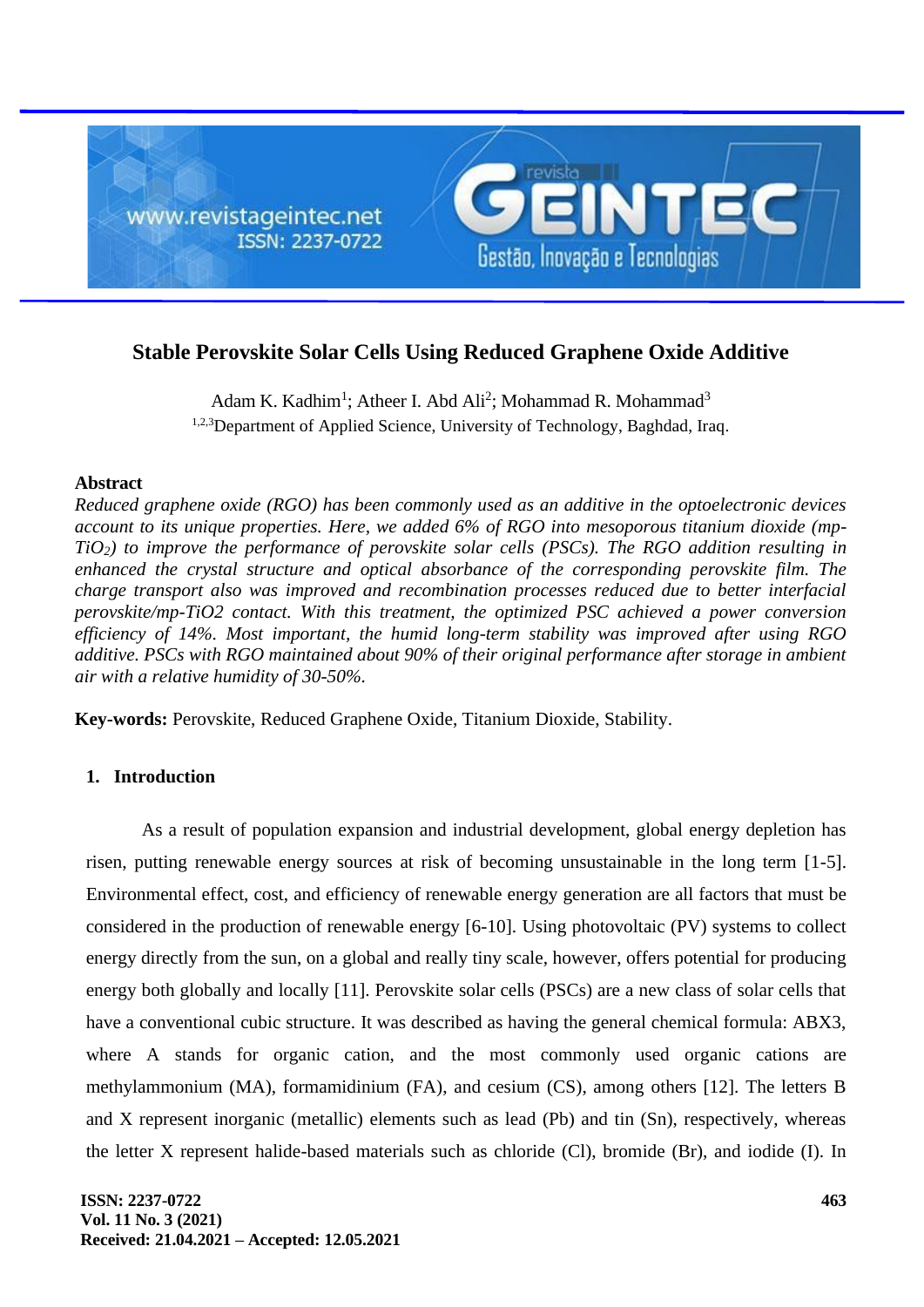# Stable Perovskite Solar Cells Using Reduced Graphene Oxide Additive

Adam K. Kadhim[1]; Atheer I. Abd Ali[2]; Mohammad R. Mohammad[3]

[1,2,3]Department of Applied Science, University of Technology, Baghdad, Iraq.

## Abstract

*Reduced graphene oxide (RGO) has been commonly used as an additive in the optoelectronic devices account to its unique properties. Here, we added 6% of RGO into mesoporous titanium dioxide (mp-$TiO_2$) to improve the performance of perovskite solar cells (PSCs). The RGO addition resulting in enhanced the crystal structure and optical absorbance of the corresponding perovskite film. The charge transport also was improved and recombination processes reduced due to better interfacial perovskite/mp-TiO2 contact. With this treatment, the optimized PSC achieved a power conversion efficiency of 14%. Most important, the humid long-term stability was improved after using RGO additive. PSCs with RGO maintained about 90% of their original performance after storage in ambient air with a relative humidity of 30-50%.*

**Key-words:** Perovskite, Reduced Graphene Oxide, Titanium Dioxide, Stability.

## 1. Introduction

As a result of population expansion and industrial development, global energy depletion has risen, putting renewable energy sources at risk of becoming unsustainable in the long term [1-5]. Environmental effect, cost, and efficiency of renewable energy generation are all factors that must be considered in the production of renewable energy [6-10]. Using photovoltaic (PV) systems to collect energy directly from the sun, on a global and really tiny scale, however, offers potential for producing energy both globally and locally [11]. Perovskite solar cells (PSCs) are a new class of solar cells that have a conventional cubic structure. It was described as having the general chemical formula: ABX3, where A stands for organic cation, and the most commonly used organic cations are methylammonium (MA), formamidinium (FA), and cesium (CS), among others [12]. The letters B and X represent inorganic (metallic) elements such as lead (Pb) and tin (Sn), respectively, whereas the letter X represent halide-based materials such as chloride (Cl), bromide (Br), and iodide (I). In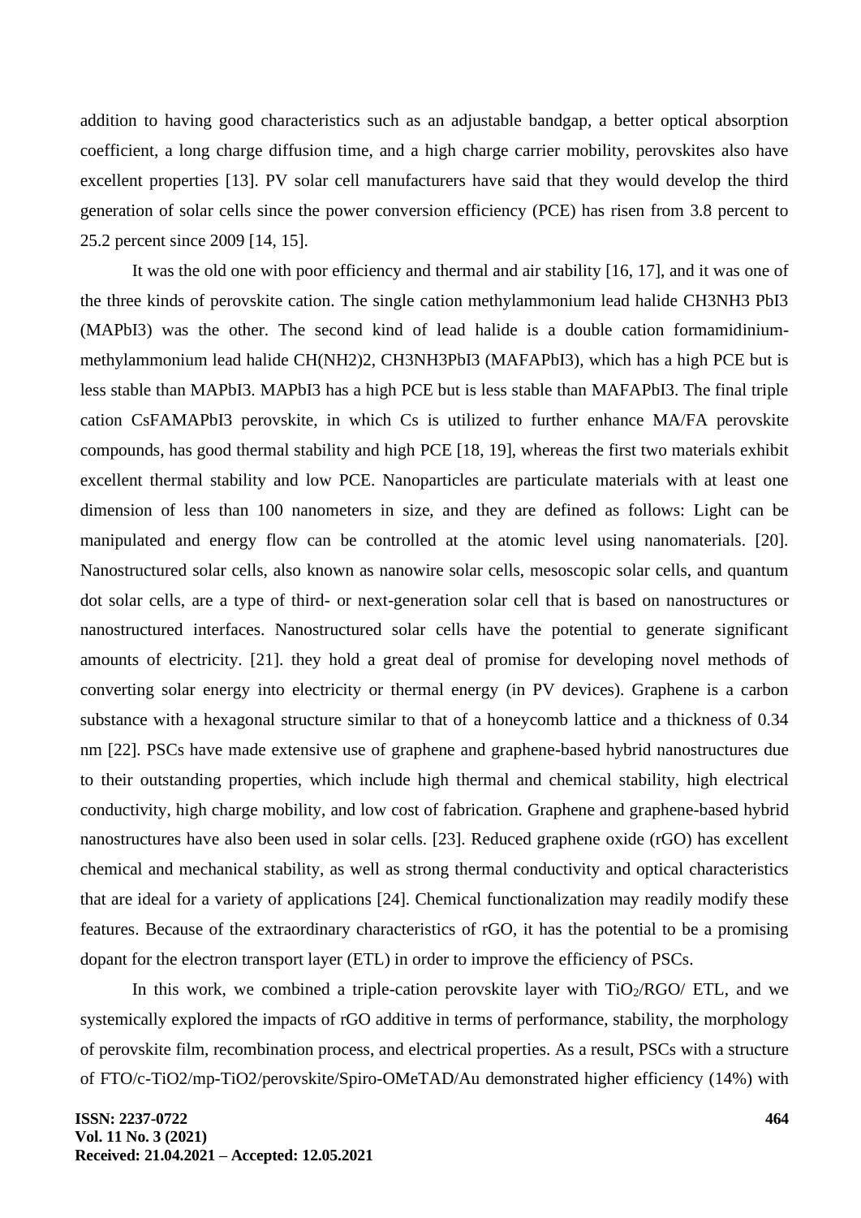addition to having good characteristics such as an adjustable bandgap, a better optical absorption coefficient, a long charge diffusion time, and a high charge carrier mobility, perovskites also have excellent properties [13]. PV solar cell manufacturers have said that they would develop the third generation of solar cells since the power conversion efficiency (PCE) has risen from 3.8 percent to 25.2 percent since 2009 [14, 15].

It was the old one with poor efficiency and thermal and air stability [16, 17], and it was one of the three kinds of perovskite cation. The single cation methylammonium lead halide CH3NH3 PbI3 (MAPbI3) was the other. The second kind of lead halide is a double cation formamidinium-methylammonium lead halide CH(NH2)2, CH3NH3PbI3 (MAFAPbI3), which has a high PCE but is less stable than MAPbI3. MAPbI3 has a high PCE but is less stable than MAFAPbI3. The final triple cation CsFAMAPbI3 perovskite, in which Cs is utilized to further enhance MA/FA perovskite compounds, has good thermal stability and high PCE [18, 19], whereas the first two materials exhibit excellent thermal stability and low PCE. Nanoparticles are particulate materials with at least one dimension of less than 100 nanometers in size, and they are defined as follows: Light can be manipulated and energy flow can be controlled at the atomic level using nanomaterials. [20]. Nanostructured solar cells, also known as nanowire solar cells, mesoscopic solar cells, and quantum dot solar cells, are a type of third- or next-generation solar cell that is based on nanostructures or nanostructured interfaces. Nanostructured solar cells have the potential to generate significant amounts of electricity. [21]. they hold a great deal of promise for developing novel methods of converting solar energy into electricity or thermal energy (in PV devices). Graphene is a carbon substance with a hexagonal structure similar to that of a honeycomb lattice and a thickness of 0.34 nm [22]. PSCs have made extensive use of graphene and graphene-based hybrid nanostructures due to their outstanding properties, which include high thermal and chemical stability, high electrical conductivity, high charge mobility, and low cost of fabrication. Graphene and graphene-based hybrid nanostructures have also been used in solar cells. [23]. Reduced graphene oxide (rGO) has excellent chemical and mechanical stability, as well as strong thermal conductivity and optical characteristics that are ideal for a variety of applications [24]. Chemical functionalization may readily modify these features. Because of the extraordinary characteristics of rGO, it has the potential to be a promising dopant for the electron transport layer (ETL) in order to improve the efficiency of PSCs.

In this work, we combined a triple-cation perovskite layer with $TiO_2$/RGO/ ETL, and we systemically explored the impacts of rGO additive in terms of performance, stability, the morphology of perovskite film, recombination process, and electrical properties. As a result, PSCs with a structure of FTO/c-TiO2/mp-TiO2/perovskite/Spiro-OMeTAD/Au demonstrated higher efficiency (14%) with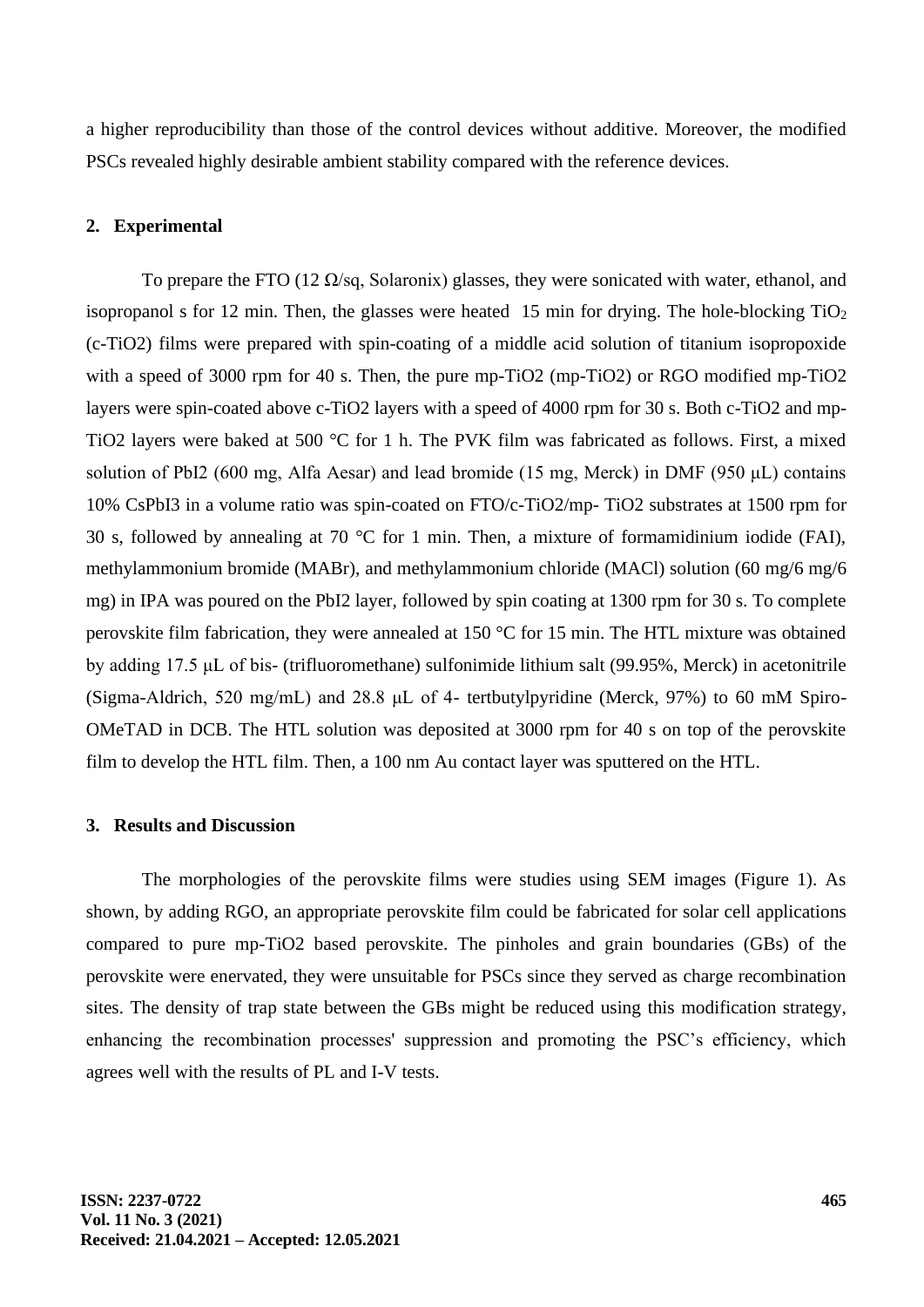a higher reproducibility than those of the control devices without additive. Moreover, the modified PSCs revealed highly desirable ambient stability compared with the reference devices.

## 2. Experimental

To prepare the FTO (12 Ω/sq, Solaronix) glasses, they were sonicated with water, ethanol, and isopropanol s for 12 min. Then, the glasses were heated 15 min for drying. The hole-blocking $TiO_2$ (c-TiO2) films were prepared with spin-coating of a middle acid solution of titanium isopropoxide with a speed of 3000 rpm for 40 s. Then, the pure mp-TiO2 (mp-TiO2) or RGO modified mp-TiO2 layers were spin-coated above c-TiO2 layers with a speed of 4000 rpm for 30 s. Both c-TiO2 and mp-TiO2 layers were baked at 500 °C for 1 h. The PVK film was fabricated as follows. First, a mixed solution of PbI2 (600 mg, Alfa Aesar) and lead bromide (15 mg, Merck) in DMF (950 μL) contains 10% CsPbI3 in a volume ratio was spin-coated on FTO/c-TiO2/mp- TiO2 substrates at 1500 rpm for 30 s, followed by annealing at 70 °C for 1 min. Then, a mixture of formamidinium iodide (FAI), methylammonium bromide (MABr), and methylammonium chloride (MACl) solution (60 mg/6 mg/6 mg) in IPA was poured on the PbI2 layer, followed by spin coating at 1300 rpm for 30 s. To complete perovskite film fabrication, they were annealed at 150 °C for 15 min. The HTL mixture was obtained by adding 17.5 μL of bis- (trifluoromethane) sulfonimide lithium salt (99.95%, Merck) in acetonitrile (Sigma-Aldrich, 520 mg/mL) and 28.8 μL of 4- tertbutylpyridine (Merck, 97%) to 60 mM Spiro-OMeTAD in DCB. The HTL solution was deposited at 3000 rpm for 40 s on top of the perovskite film to develop the HTL film. Then, a 100 nm Au contact layer was sputtered on the HTL.

## 3. Results and Discussion

The morphologies of the perovskite films were studies using SEM images (Figure 1). As shown, by adding RGO, an appropriate perovskite film could be fabricated for solar cell applications compared to pure mp-TiO2 based perovskite. The pinholes and grain boundaries (GBs) of the perovskite were enervated, they were unsuitable for PSCs since they served as charge recombination sites. The density of trap state between the GBs might be reduced using this modification strategy, enhancing the recombination processes' suppression and promoting the PSC's efficiency, which agrees well with the results of PL and I-V tests.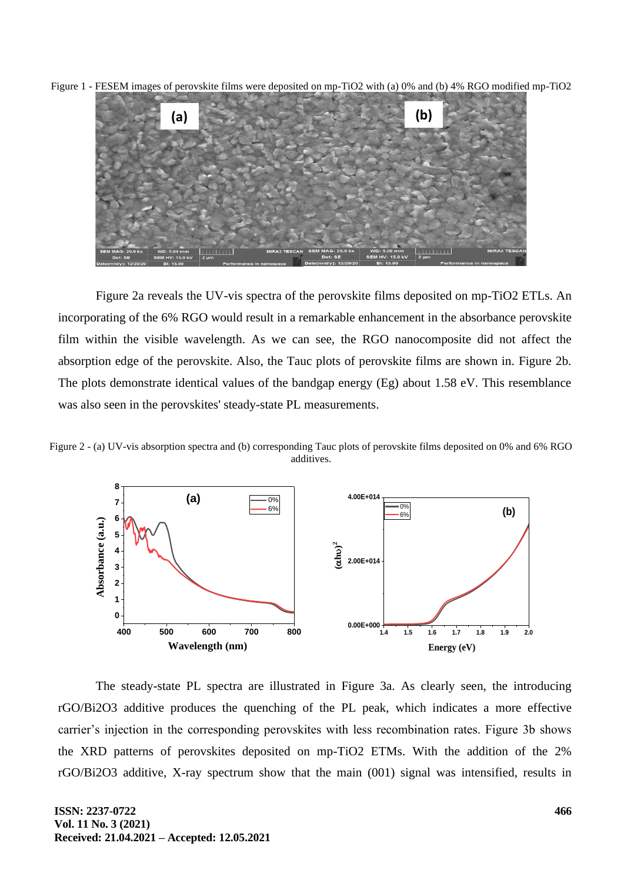Figure 1 - FESEM images of perovskite films were deposited on mp-$TiO_2$ with (a) 0% and (b) 4% RGO modified mp-$TiO_2$

Figure 2a reveals the UV-vis spectra of the perovskite films deposited on mp-$TiO_2$ ETLs. An incorporating of the 6% RGO would result in a remarkable enhancement in the absorbance perovskite film within the visible wavelength. As we can see, the RGO nanocomposite did not affect the absorption edge of the perovskite. Also, the Tauc plots of perovskite films are shown in. Figure 2b. The plots demonstrate identical values of the bandgap energy (Eg) about 1.58 eV. This resemblance was also seen in the perovskites' steady-state PL measurements.

Figure 2 - (a) UV-vis absorption spectra and (b) corresponding Tauc plots of perovskite films deposited on 0% and 6% RGO additives.

The steady-state PL spectra are illustrated in Figure 3a. As clearly seen, the introducing rGO/$Bi_2O_3$ additive produces the quenching of the PL peak, which indicates a more effective carrier's injection in the corresponding perovskites with less recombination rates. Figure 3b shows the XRD patterns of perovskites deposited on mp-$TiO_2$ ETMs. With the addition of the 2% rGO/$Bi_2O_3$ additive, X-ray spectrum show that the main (001) signal was intensified, results in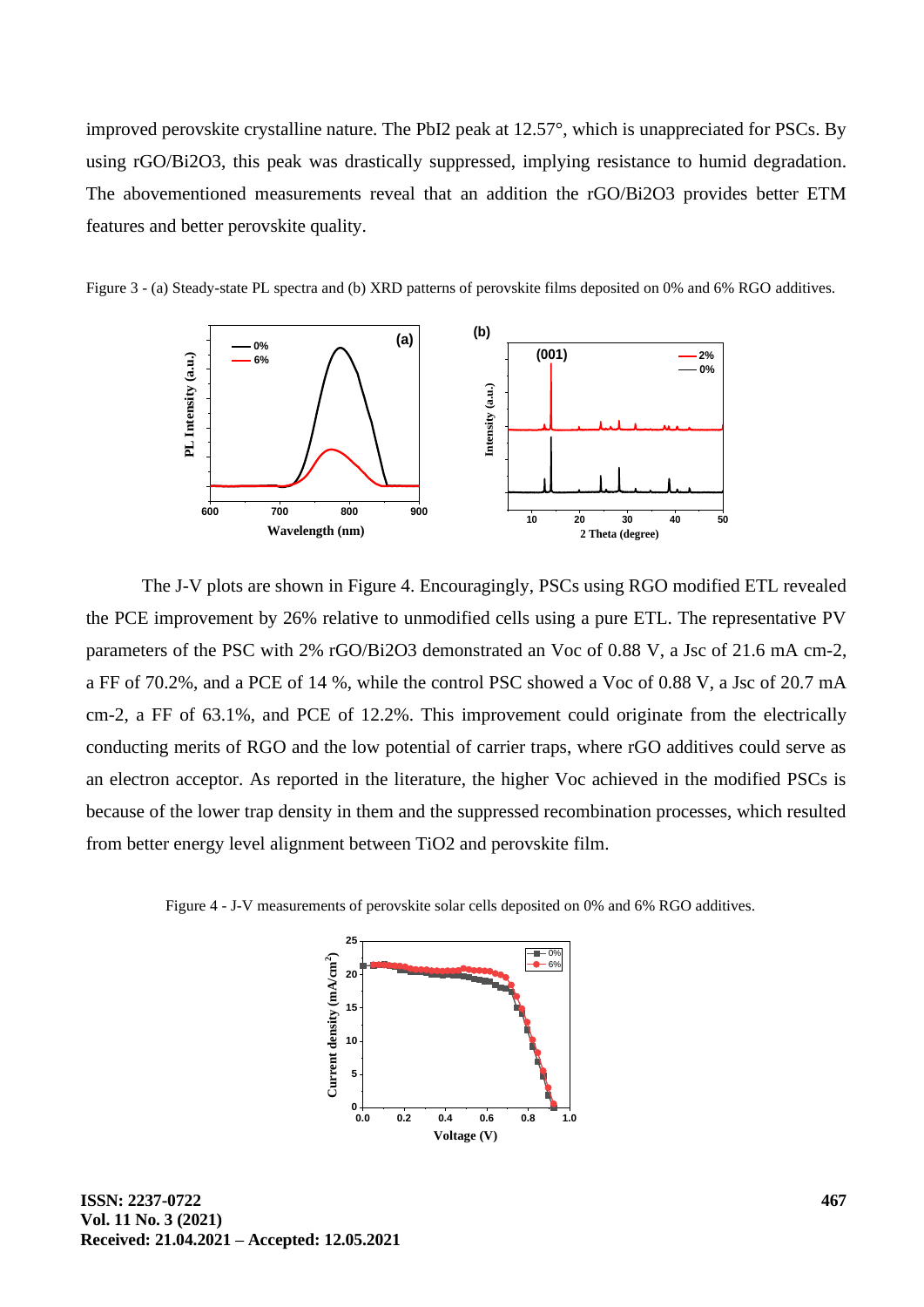improved perovskite crystalline nature. The $PbI_2$ peak at 12.57°, which is unappreciated for PSCs. By using rGO/$Bi_2O_3$, this peak was drastically suppressed, implying resistance to humid degradation. The abovementioned measurements reveal that an addition the rGO/$Bi_2O_3$ provides better ETM features and better perovskite quality.

Figure 3 - (a) Steady-state PL spectra and (b) XRD patterns of perovskite films deposited on 0% and 6% RGO additives.

The J-V plots are shown in Figure 4. Encouragingly, PSCs using RGO modified ETL revealed the PCE improvement by 26% relative to unmodified cells using a pure ETL. The representative PV parameters of the PSC with 2% rGO/$Bi_2O_3$ demonstrated an $V_{oc}$ of 0.88 V, a $J_{sc}$ of 21.6 mA $cm^{-2}$, a FF of 70.2%, and a PCE of 14 %, while the control PSC showed a $V_{oc}$ of 0.88 V, a $J_{sc}$ of 20.7 mA $cm^{-2}$, a FF of 63.1%, and PCE of 12.2%. This improvement could originate from the electrically conducting merits of RGO and the low potential of carrier traps, where rGO additives could serve as an electron acceptor. As reported in the literature, the higher $V_{oc}$ achieved in the modified PSCs is because of the lower trap density in them and the suppressed recombination processes, which resulted from better energy level alignment between $TiO_2$ and perovskite film.

Figure 4 - J-V measurements of perovskite solar cells deposited on 0% and 6% RGO additives.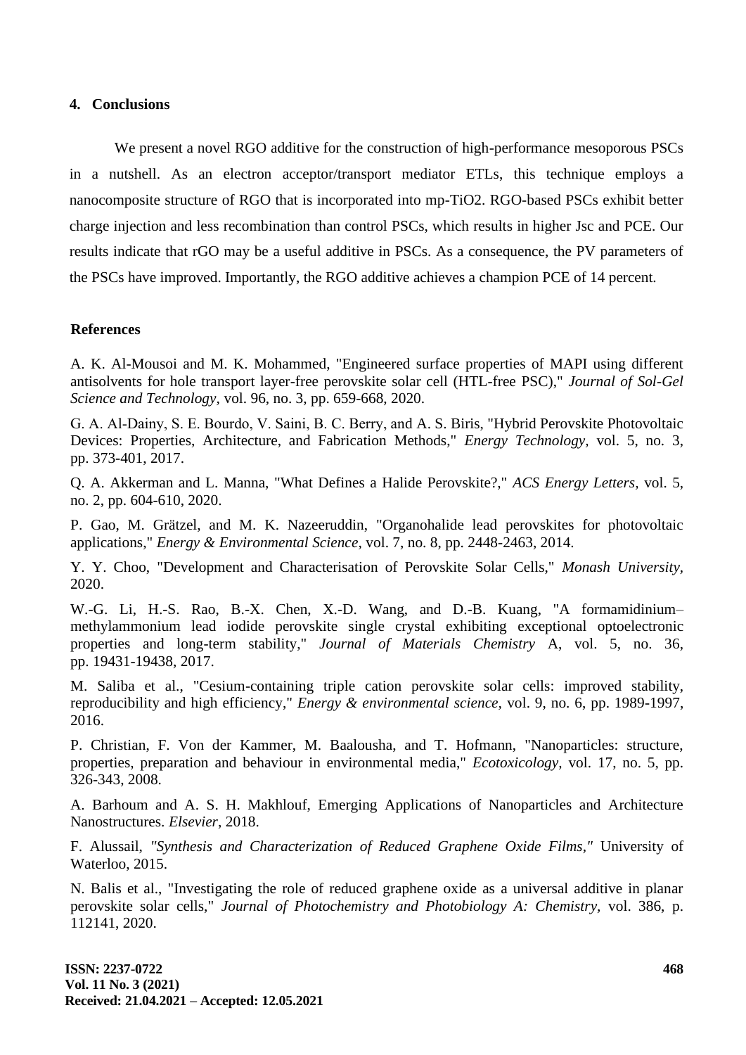## 4. Conclusions

We present a novel RGO additive for the construction of high-performance mesoporous PSCs in a nutshell. As an electron acceptor/transport mediator ETLs, this technique employs a nanocomposite structure of RGO that is incorporated into mp-$TiO_2$. RGO-based PSCs exhibit better charge injection and less recombination than control PSCs, which results in higher $J_{sc}$ and PCE. Our results indicate that rGO may be a useful additive in PSCs. As a consequence, the PV parameters of the PSCs have improved. Importantly, the RGO additive achieves a champion PCE of 14 percent.

## References

A. K. Al-Mousoi and M. K. Mohammed, "Engineered surface properties of MAPI using different antisolvents for hole transport layer-free perovskite solar cell (HTL-free PSC)," *Journal of Sol-Gel Science and Technology*, vol. 96, no. 3, pp. 659-668, 2020.

G. A. Al-Dainy, S. E. Bourdo, V. Saini, B. C. Berry, and A. S. Biris, "Hybrid Perovskite Photovoltaic Devices: Properties, Architecture, and Fabrication Methods," *Energy Technology*, vol. 5, no. 3, pp. 373-401, 2017.

Q. A. Akkerman and L. Manna, "What Defines a Halide Perovskite?," *ACS Energy Letters*, vol. 5, no. 2, pp. 604-610, 2020.

P. Gao, M. Grätzel, and M. K. Nazeeruddin, "Organohalide lead perovskites for photovoltaic applications," *Energy & Environmental Science*, vol. 7, no. 8, pp. 2448-2463, 2014.

Y. Y. Choo, "Development and Characterisation of Perovskite Solar Cells," *Monash University*, 2020.

W.-G. Li, H.-S. Rao, B.-X. Chen, X.-D. Wang, and D.-B. Kuang, "A formamidinium–methylammonium lead iodide perovskite single crystal exhibiting exceptional optoelectronic properties and long-term stability," *Journal of Materials Chemistry* A, vol. 5, no. 36, pp. 19431-19438, 2017.

M. Saliba et al., "Cesium-containing triple cation perovskite solar cells: improved stability, reproducibility and high efficiency," *Energy & environmental science*, vol. 9, no. 6, pp. 1989-1997, 2016.

P. Christian, F. Von der Kammer, M. Baalousha, and T. Hofmann, "Nanoparticles: structure, properties, preparation and behaviour in environmental media," *Ecotoxicology*, vol. 17, no. 5, pp. 326-343, 2008.

A. Barhoum and A. S. H. Makhlouf, Emerging Applications of Nanoparticles and Architecture Nanostructures. *Elsevier*, 2018.

F. Alussail, *"Synthesis and Characterization of Reduced Graphene Oxide Films,"* University of Waterloo, 2015.

N. Balis et al., "Investigating the role of reduced graphene oxide as a universal additive in planar perovskite solar cells," *Journal of Photochemistry and Photobiology A: Chemistry*, vol. 386, p. 112141, 2020.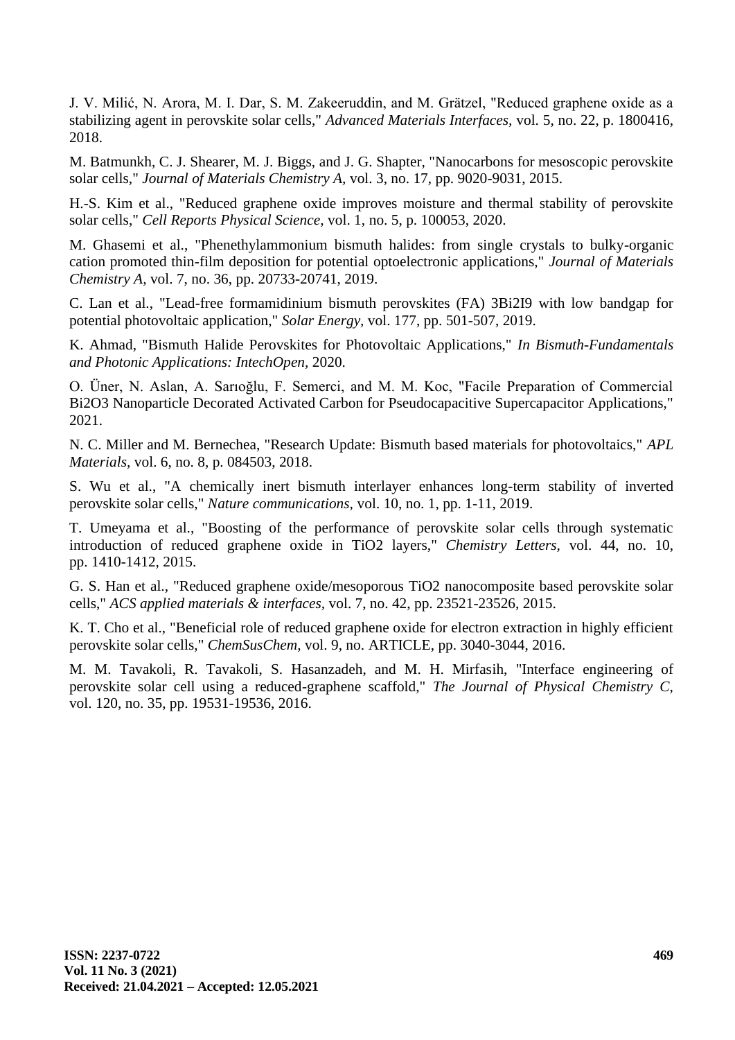J. V. Milić, N. Arora, M. I. Dar, S. M. Zakeeruddin, and M. Grätzel, "Reduced graphene oxide as a stabilizing agent in perovskite solar cells," *Advanced Materials Interfaces,* vol. 5, no. 22, p. 1800416, 2018.

M. Batmunkh, C. J. Shearer, M. J. Biggs, and J. G. Shapter, "Nanocarbons for mesoscopic perovskite solar cells," *Journal of Materials Chemistry A,* vol. 3, no. 17, pp. 9020-9031, 2015.

H.-S. Kim et al., "Reduced graphene oxide improves moisture and thermal stability of perovskite solar cells," *Cell Reports Physical Science,* vol. 1, no. 5, p. 100053, 2020.

M. Ghasemi et al., "Phenethylammonium bismuth halides: from single crystals to bulky-organic cation promoted thin-film deposition for potential optoelectronic applications," *Journal of Materials Chemistry A,* vol. 7, no. 36, pp. 20733-20741, 2019.

C. Lan et al., "Lead-free formamidinium bismuth perovskites (FA) 3Bi2I9 with low bandgap for potential photovoltaic application," *Solar Energy,* vol. 177, pp. 501-507, 2019.

K. Ahmad, "Bismuth Halide Perovskites for Photovoltaic Applications," *In Bismuth-Fundamentals and Photonic Applications: IntechOpen,* 2020.

O. Üner, N. Aslan, A. Sarıoğlu, F. Semerci, and M. M. Koc, "Facile Preparation of Commercial Bi2O3 Nanoparticle Decorated Activated Carbon for Pseudocapacitive Supercapacitor Applications," 2021.

N. C. Miller and M. Bernechea, "Research Update: Bismuth based materials for photovoltaics," *APL Materials,* vol. 6, no. 8, p. 084503, 2018.

S. Wu et al., "A chemically inert bismuth interlayer enhances long-term stability of inverted perovskite solar cells," *Nature communications,* vol. 10, no. 1, pp. 1-11, 2019.

T. Umeyama et al., "Boosting of the performance of perovskite solar cells through systematic introduction of reduced graphene oxide in TiO2 layers," *Chemistry Letters,* vol. 44, no. 10, pp. 1410-1412, 2015.

G. S. Han et al., "Reduced graphene oxide/mesoporous TiO2 nanocomposite based perovskite solar cells," *ACS applied materials & interfaces,* vol. 7, no. 42, pp. 23521-23526, 2015.

K. T. Cho et al., "Beneficial role of reduced graphene oxide for electron extraction in highly efficient perovskite solar cells," *ChemSusChem,* vol. 9, no. ARTICLE, pp. 3040-3044, 2016.

M. M. Tavakoli, R. Tavakoli, S. Hasanzadeh, and M. H. Mirfasih, "Interface engineering of perovskite solar cell using a reduced-graphene scaffold," *The Journal of Physical Chemistry C,* vol. 120, no. 35, pp. 19531-19536, 2016.